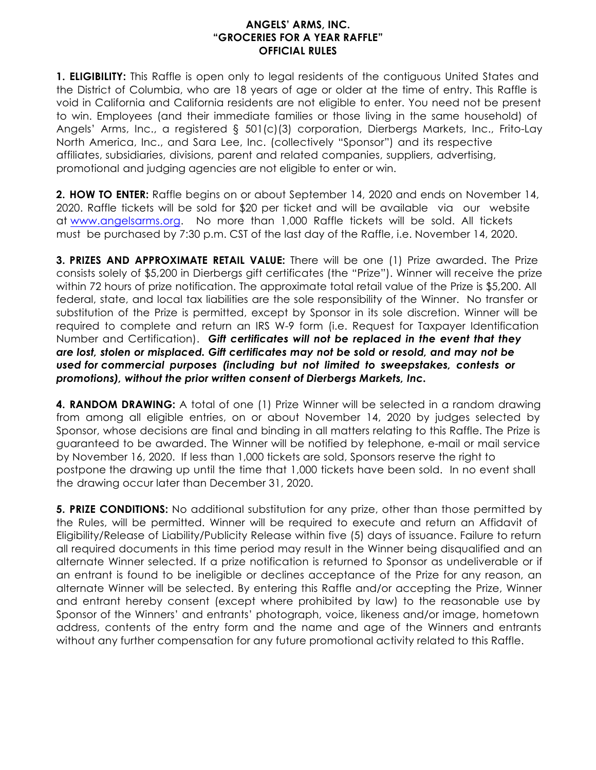# ANGELS' ARMS, INC.
# "GROCERIES FOR A YEAR RAFFLE"
# OFFICIAL RULES

**1. ELIGIBILITY:** This Raffle is open only to legal residents of the contiguous United States and the District of Columbia, who are 18 years of age or older at the time of entry. This Raffle is void in California and California residents are not eligible to enter. You need not be present to win. Employees (and their immediate families or those living in the same household) of Angels' Arms, Inc., a registered § 501(c)(3) corporation, Dierbergs Markets, Inc., Frito-Lay North America, Inc., and Sara Lee, Inc. (collectively "Sponsor") and its respective affiliates, subsidiaries, divisions, parent and related companies, suppliers, advertising, promotional and judging agencies are not eligible to enter or win.

**2. HOW TO ENTER:** Raffle begins on or about September 14, 2020 and ends on November 14, 2020. Raffle tickets will be sold for $20 per ticket and will be available via our website at www.angelsarms.org. No more than 1,000 Raffle tickets will be sold. All tickets must be purchased by 7:30 p.m. CST of the last day of the Raffle, i.e. November 14, 2020.

**3. PRIZES AND APPROXIMATE RETAIL VALUE:** There will be one (1) Prize awarded. The Prize consists solely of $5,200 in Dierbergs gift certificates (the "Prize"). Winner will receive the prize within 72 hours of prize notification. The approximate total retail value of the Prize is $5,200. All federal, state, and local tax liabilities are the sole responsibility of the Winner. No transfer or substitution of the Prize is permitted, except by Sponsor in its sole discretion. Winner will be required to complete and return an IRS W-9 form (i.e. Request for Taxpayer Identification Number and Certification). ***Gift certificates will not be replaced in the event that they are lost, stolen or misplaced. Gift certificates may not be sold or resold, and may not be used for commercial purposes (including but not limited to sweepstakes, contests or promotions), without the prior written consent of Dierbergs Markets, Inc.***

**4. RANDOM DRAWING:** A total of one (1) Prize Winner will be selected in a random drawing from among all eligible entries, on or about November 14, 2020 by judges selected by Sponsor, whose decisions are final and binding in all matters relating to this Raffle. The Prize is guaranteed to be awarded. The Winner will be notified by telephone, e-mail or mail service by November 16, 2020. If less than 1,000 tickets are sold, Sponsors reserve the right to postpone the drawing up until the time that 1,000 tickets have been sold. In no event shall the drawing occur later than December 31, 2020.

**5. PRIZE CONDITIONS:** No additional substitution for any prize, other than those permitted by the Rules, will be permitted. Winner will be required to execute and return an Affidavit of Eligibility/Release of Liability/Publicity Release within five (5) days of issuance. Failure to return all required documents in this time period may result in the Winner being disqualified and an alternate Winner selected. If a prize notification is returned to Sponsor as undeliverable or if an entrant is found to be ineligible or declines acceptance of the Prize for any reason, an alternate Winner will be selected. By entering this Raffle and/or accepting the Prize, Winner and entrant hereby consent (except where prohibited by law) to the reasonable use by Sponsor of the Winners' and entrants' photograph, voice, likeness and/or image, hometown address, contents of the entry form and the name and age of the Winners and entrants without any further compensation for any future promotional activity related to this Raffle.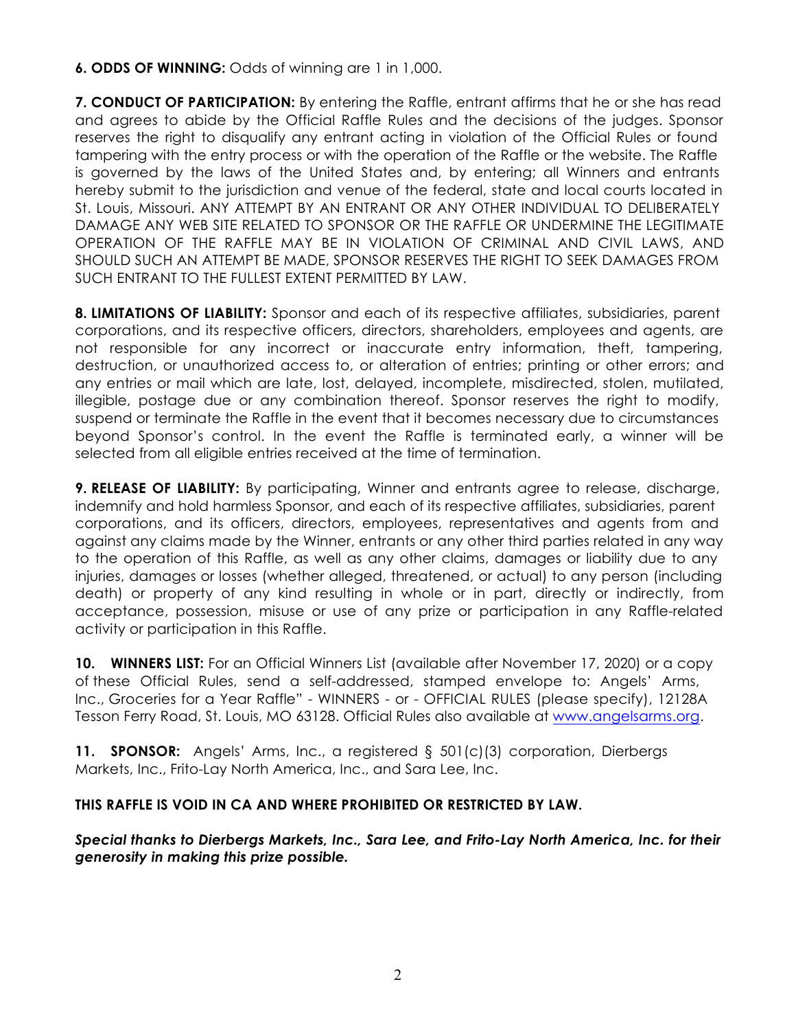**6. ODDS OF WINNING:** Odds of winning are 1 in 1,000.

**7. CONDUCT OF PARTICIPATION:** By entering the Raffle, entrant affirms that he or she has read and agrees to abide by the Official Raffle Rules and the decisions of the judges. Sponsor reserves the right to disqualify any entrant acting in violation of the Official Rules or found tampering with the entry process or with the operation of the Raffle or the website. The Raffle is governed by the laws of the United States and, by entering; all Winners and entrants hereby submit to the jurisdiction and venue of the federal, state and local courts located in St. Louis, Missouri. ANY ATTEMPT BY AN ENTRANT OR ANY OTHER INDIVIDUAL TO DELIBERATELY DAMAGE ANY WEB SITE RELATED TO SPONSOR OR THE RAFFLE OR UNDERMINE THE LEGITIMATE OPERATION OF THE RAFFLE MAY BE IN VIOLATION OF CRIMINAL AND CIVIL LAWS, AND SHOULD SUCH AN ATTEMPT BE MADE, SPONSOR RESERVES THE RIGHT TO SEEK DAMAGES FROM SUCH ENTRANT TO THE FULLEST EXTENT PERMITTED BY LAW.

**8. LIMITATIONS OF LIABILITY:** Sponsor and each of its respective affiliates, subsidiaries, parent corporations, and its respective officers, directors, shareholders, employees and agents, are not responsible for any incorrect or inaccurate entry information, theft, tampering, destruction, or unauthorized access to, or alteration of entries; printing or other errors; and any entries or mail which are late, lost, delayed, incomplete, misdirected, stolen, mutilated, illegible, postage due or any combination thereof. Sponsor reserves the right to modify, suspend or terminate the Raffle in the event that it becomes necessary due to circumstances beyond Sponsor's control. In the event the Raffle is terminated early, a winner will be selected from all eligible entries received at the time of termination.

**9. RELEASE OF LIABILITY:** By participating, Winner and entrants agree to release, discharge, indemnify and hold harmless Sponsor, and each of its respective affiliates, subsidiaries, parent corporations, and its officers, directors, employees, representatives and agents from and against any claims made by the Winner, entrants or any other third parties related in any way to the operation of this Raffle, as well as any other claims, damages or liability due to any injuries, damages or losses (whether alleged, threatened, or actual) to any person (including death) or property of any kind resulting in whole or in part, directly or indirectly, from acceptance, possession, misuse or use of any prize or participation in any Raffle-related activity or participation in this Raffle.

**10. WINNERS LIST:** For an Official Winners List (available after November 17, 2020) or a copy of these Official Rules, send a self-addressed, stamped envelope to: Angels' Arms, Inc., Groceries for a Year Raffle" - WINNERS - or - OFFICIAL RULES (please specify), 12128A Tesson Ferry Road, St. Louis, MO 63128. Official Rules also available at www.angelsarms.org.

**11. SPONSOR:** Angels' Arms, Inc., a registered § 501(c)(3) corporation, Dierbergs Markets, Inc., Frito-Lay North America, Inc., and Sara Lee, Inc.

**THIS RAFFLE IS VOID IN CA AND WHERE PROHIBITED OR RESTRICTED BY LAW.**

***Special thanks to Dierbergs Markets, Inc., Sara Lee, and Frito-Lay North America, Inc. for their generosity in making this prize possible.***